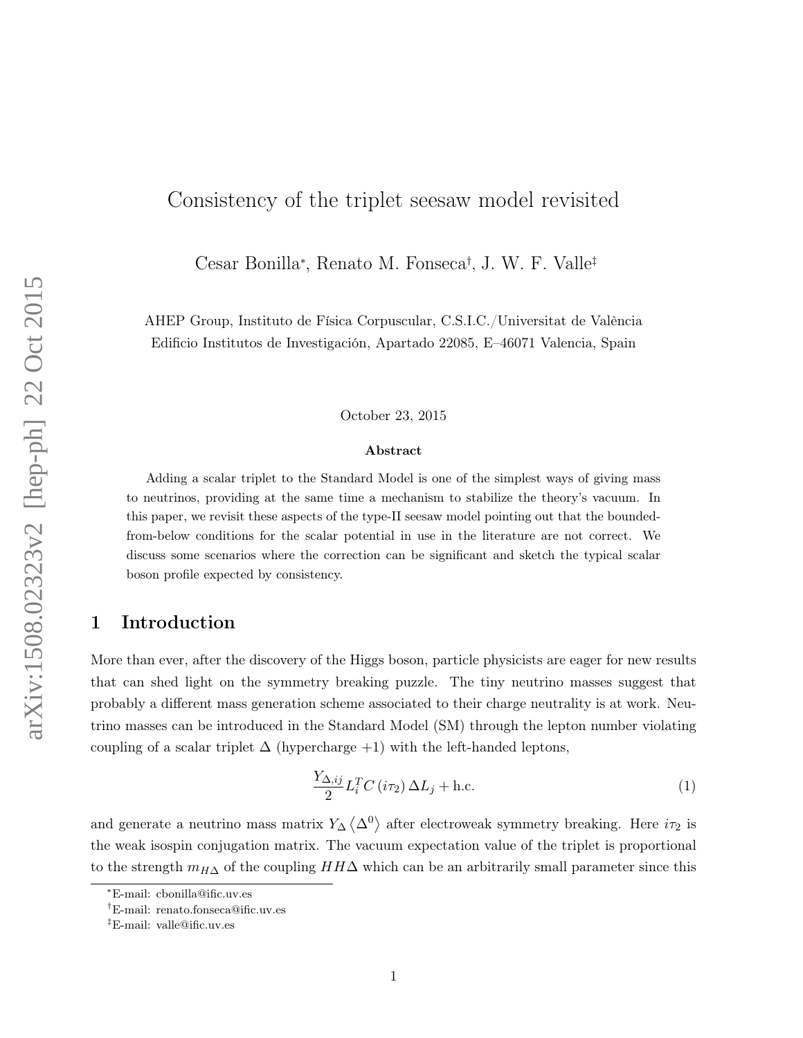# Consistency of the triplet seesaw model revisited

Cesar Bonilla[*], Renato M. Fonseca[†], J. W. F. Valle[‡]

AHEP Group, Instituto de Física Corpuscular, C.S.I.C./Universitat de València
Edificio Institutos de Investigación, Apartado 22085, E–46071 Valencia, Spain

October 23, 2015

**Abstract**

Adding a scalar triplet to the Standard Model is one of the simplest ways of giving mass to neutrinos, providing at the same time a mechanism to stabilize the theory's vacuum. In this paper, we revisit these aspects of the type-II seesaw model pointing out that the bounded-from-below conditions for the scalar potential in use in the literature are not correct. We discuss some scenarios where the correction can be significant and sketch the typical scalar boson profile expected by consistency.

## 1 Introduction

More than ever, after the discovery of the Higgs boson, particle physicists are eager for new results that can shed light on the symmetry breaking puzzle. The tiny neutrino masses suggest that probably a different mass generation scheme associated to their charge neutrality is at work. Neutrino masses can be introduced in the Standard Model (SM) through the lepton number violating coupling of a scalar triplet $\Delta$ (hypercharge +1) with the left-handed leptons,

$$\frac{Y_{\Delta,ij}}{2} L_i^T C \left(i\tau_2\right) \Delta L_j + \text{h.c.} \tag{1}$$

and generate a neutrino mass matrix $Y_\Delta \left\langle \Delta^0 \right\rangle$ after electroweak symmetry breaking. Here $i\tau_2$ is the weak isospin conjugation matrix. The vacuum expectation value of the triplet is proportional to the strength $m_{H\Delta}$ of the coupling $HH\Delta$ which can be an arbitrarily small parameter since this

[*]E-mail: cbonilla@ific.uv.es

[†]E-mail: renato.fonseca@ific.uv.es

[‡]E-mail: valle@ific.uv.es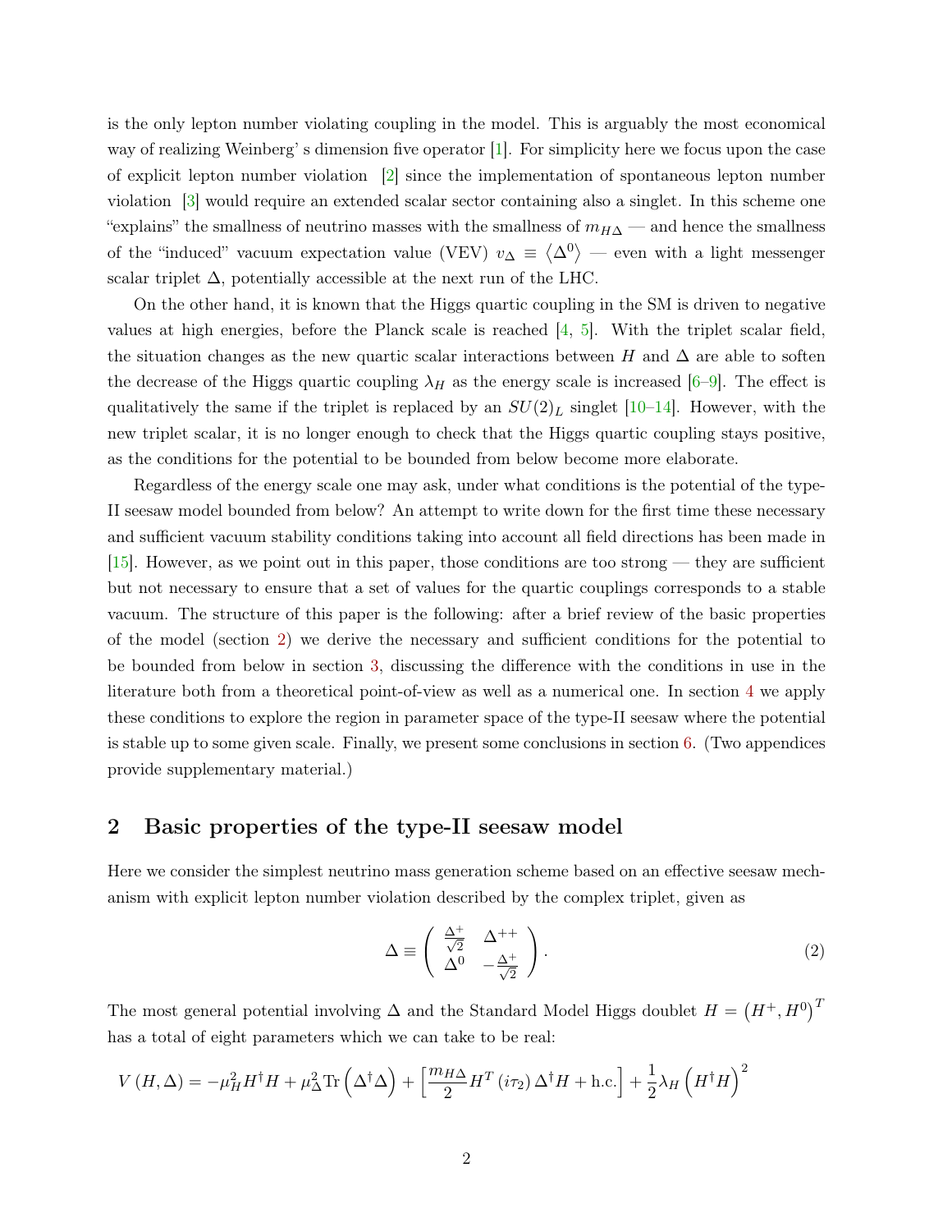is the only lepton number violating coupling in the model. This is arguably the most economical way of realizing Weinberg' s dimension five operator [1]. For simplicity here we focus upon the case of explicit lepton number violation [2] since the implementation of spontaneous lepton number violation [3] would require an extended scalar sector containing also a singlet. In this scheme one "explains" the smallness of neutrino masses with the smallness of $m_{H\Delta}$ — and hence the smallness of the "induced" vacuum expectation value (VEV) $v_\Delta \equiv \langle \Delta^0 \rangle$ — even with a light messenger scalar triplet $\Delta$, potentially accessible at the next run of the LHC.

On the other hand, it is known that the Higgs quartic coupling in the SM is driven to negative values at high energies, before the Planck scale is reached [4, 5]. With the triplet scalar field, the situation changes as the new quartic scalar interactions between $H$ and $\Delta$ are able to soften the decrease of the Higgs quartic coupling $\lambda_H$ as the energy scale is increased [6–9]. The effect is qualitatively the same if the triplet is replaced by an $SU(2)_L$ singlet [10–14]. However, with the new triplet scalar, it is no longer enough to check that the Higgs quartic coupling stays positive, as the conditions for the potential to be bounded from below become more elaborate.

Regardless of the energy scale one may ask, under what conditions is the potential of the type-II seesaw model bounded from below? An attempt to write down for the first time these necessary and sufficient vacuum stability conditions taking into account all field directions has been made in [15]. However, as we point out in this paper, those conditions are too strong — they are sufficient but not necessary to ensure that a set of values for the quartic couplings corresponds to a stable vacuum. The structure of this paper is the following: after a brief review of the basic properties of the model (section 2) we derive the necessary and sufficient conditions for the potential to be bounded from below in section 3, discussing the difference with the conditions in use in the literature both from a theoretical point-of-view as well as a numerical one. In section 4 we apply these conditions to explore the region in parameter space of the type-II seesaw where the potential is stable up to some given scale. Finally, we present some conclusions in section 6. (Two appendices provide supplementary material.)

## 2 Basic properties of the type-II seesaw model

Here we consider the simplest neutrino mass generation scheme based on an effective seesaw mechanism with explicit lepton number violation described by the complex triplet, given as

$$\Delta \equiv \begin{pmatrix} \frac{\Delta^+}{\sqrt{2}} & \Delta^{++} \\ \Delta^0 & -\frac{\Delta^+}{\sqrt{2}} \end{pmatrix}. \tag{2}$$

The most general potential involving $\Delta$ and the Standard Model Higgs doublet $H = \left(H^+, H^0\right)^T$ has a total of eight parameters which we can take to be real:

$$V(H,\Delta) = -\mu_H^2 H^\dagger H + \mu_\Delta^2 \mathrm{Tr}\left(\Delta^\dagger \Delta\right) + \left[\frac{m_{H\Delta}}{2} H^T (i\tau_2)\, \Delta^\dagger H + \mathrm{h.c.}\right] + \frac{1}{2}\lambda_H \left(H^\dagger H\right)^2$$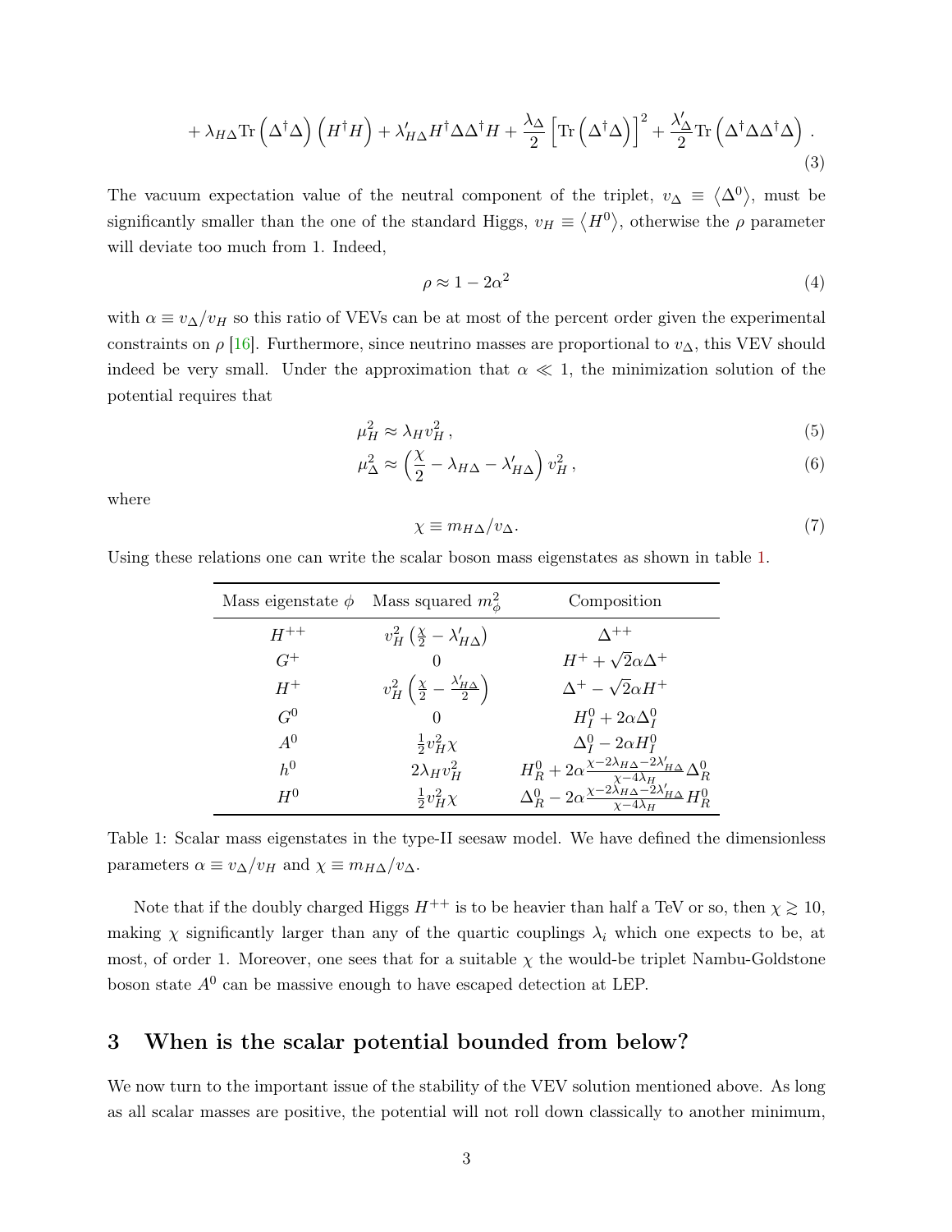$$+ \lambda_{H\Delta} \text{Tr}\left(\Delta^\dagger \Delta\right)\left(H^\dagger H\right) + \lambda'_{H\Delta} H^\dagger \Delta \Delta^\dagger H + \frac{\lambda_\Delta}{2}\left[\text{Tr}\left(\Delta^\dagger \Delta\right)\right]^2 + \frac{\lambda'_\Delta}{2} \text{Tr}\left(\Delta^\dagger \Delta \Delta^\dagger \Delta\right) . \tag{3}$$

The vacuum expectation value of the neutral component of the triplet, $v_\Delta \equiv \langle \Delta^0 \rangle$, must be significantly smaller than the one of the standard Higgs, $v_H \equiv \langle H^0 \rangle$, otherwise the $\rho$ parameter will deviate too much from 1. Indeed,

$$\rho \approx 1 - 2\alpha^2 \tag{4}$$

with $\alpha \equiv v_\Delta / v_H$ so this ratio of VEVs can be at most of the percent order given the experimental constraints on $\rho$ [16]. Furthermore, since neutrino masses are proportional to $v_\Delta$, this VEV should indeed be very small. Under the approximation that $\alpha \ll 1$, the minimization solution of the potential requires that

$$\mu_H^2 \approx \lambda_H v_H^2 , \tag{5}$$

$$\mu_\Delta^2 \approx \left(\frac{\chi}{2} - \lambda_{H\Delta} - \lambda'_{H\Delta}\right) v_H^2 , \tag{6}$$

where

$$\chi \equiv m_{H\Delta} / v_\Delta . \tag{7}$$

Using these relations one can write the scalar boson mass eigenstates as shown in table 1.

| Mass eigenstate $\phi$ | Mass squared $m_\phi^2$ | Composition |
|---|---|---|
| $H^{++}$ | $v_H^2 \left(\frac{\chi}{2} - \lambda'_{H\Delta}\right)$ | $\Delta^{++}$ |
| $G^+$ | $0$ | $H^+ + \sqrt{2}\alpha \Delta^+$ |
| $H^+$ | $v_H^2 \left(\frac{\chi}{2} - \frac{\lambda'_{H\Delta}}{2}\right)$ | $\Delta^+ - \sqrt{2}\alpha H^+$ |
| $G^0$ | $0$ | $H_I^0 + 2\alpha \Delta_I^0$ |
| $A^0$ | $\frac{1}{2} v_H^2 \chi$ | $\Delta_I^0 - 2\alpha H_I^0$ |
| $h^0$ | $2\lambda_H v_H^2$ | $H_R^0 + 2\alpha \frac{\chi - 2\lambda_{H\Delta} - 2\lambda'_{H\Delta}}{\chi - 4\lambda_H} \Delta_R^0$ |
| $H^0$ | $\frac{1}{2} v_H^2 \chi$ | $\Delta_R^0 - 2\alpha \frac{\chi - 2\lambda_{H\Delta} - 2\lambda'_{H\Delta}}{\chi - 4\lambda_H} H_R^0$ |

Table 1: Scalar mass eigenstates in the type-II seesaw model. We have defined the dimensionless parameters $\alpha \equiv v_\Delta / v_H$ and $\chi \equiv m_{H\Delta} / v_\Delta$.

Note that if the doubly charged Higgs $H^{++}$ is to be heavier than half a TeV or so, then $\chi \gtrsim 10$, making $\chi$ significantly larger than any of the quartic couplings $\lambda_i$ which one expects to be, at most, of order 1. Moreover, one sees that for a suitable $\chi$ the would-be triplet Nambu-Goldstone boson state $A^0$ can be massive enough to have escaped detection at LEP.

## 3 When is the scalar potential bounded from below?

We now turn to the important issue of the stability of the VEV solution mentioned above. As long as all scalar masses are positive, the potential will not roll down classically to another minimum,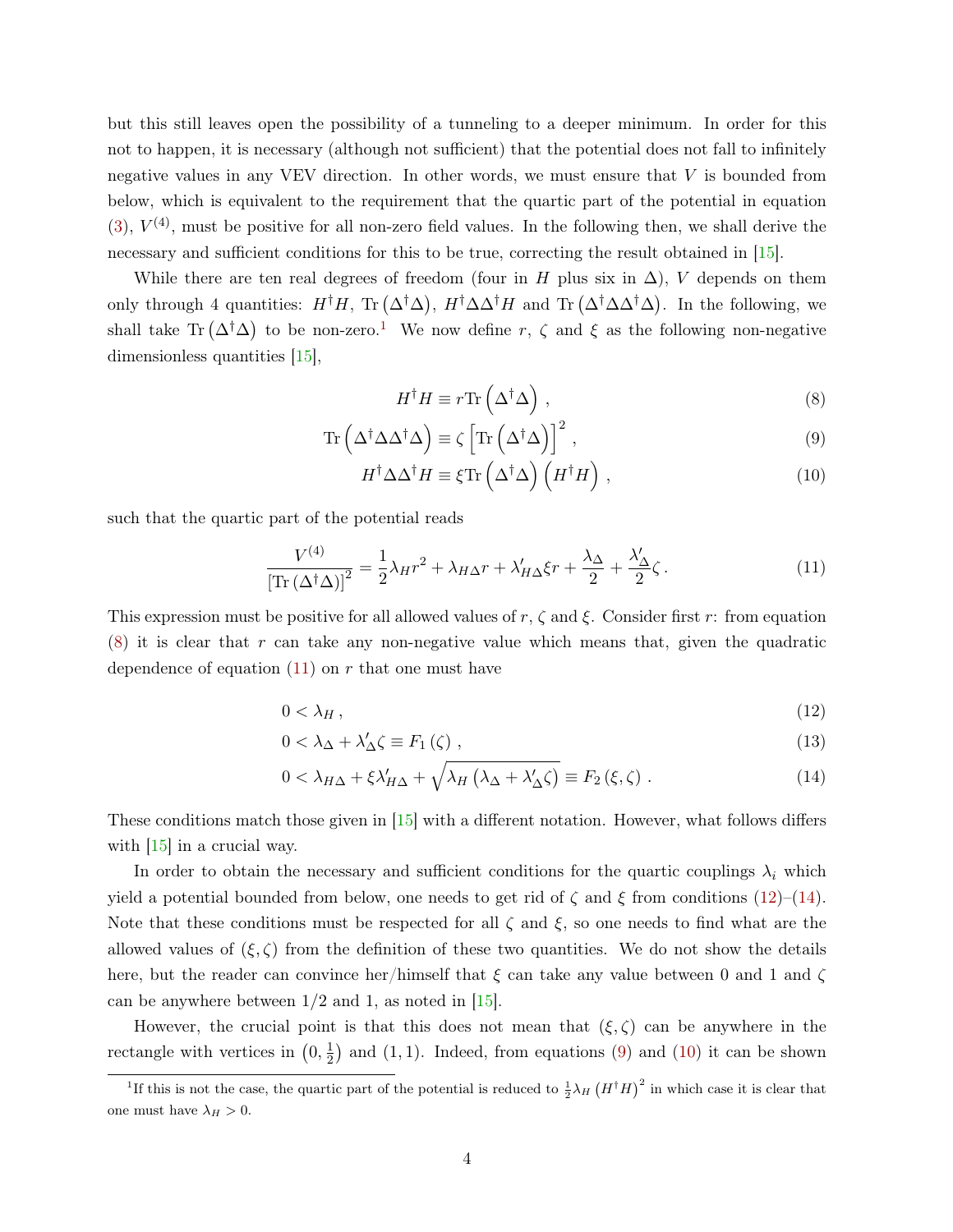but this still leaves open the possibility of a tunneling to a deeper minimum. In order for this not to happen, it is necessary (although not sufficient) that the potential does not fall to infinitely negative values in any VEV direction. In other words, we must ensure that $V$ is bounded from below, which is equivalent to the requirement that the quartic part of the potential in equation (3), $V^{(4)}$, must be positive for all non-zero field values. In the following then, we shall derive the necessary and sufficient conditions for this to be true, correcting the result obtained in [15].

While there are ten real degrees of freedom (four in $H$ plus six in $\Delta$), $V$ depends on them only through 4 quantities: $H^\dagger H$, $\mathrm{Tr}\left(\Delta^\dagger\Delta\right)$, $H^\dagger\Delta\Delta^\dagger H$ and $\mathrm{Tr}\left(\Delta^\dagger\Delta\Delta^\dagger\Delta\right)$. In the following, we shall take $\mathrm{Tr}\left(\Delta^\dagger\Delta\right)$ to be non-zero.[1] We now define $r$, $\zeta$ and $\xi$ as the following non-negative dimensionless quantities [15],

$$H^\dagger H \equiv r\mathrm{Tr}\left(\Delta^\dagger\Delta\right)\,, \tag{8}$$

$$\mathrm{Tr}\left(\Delta^\dagger\Delta\Delta^\dagger\Delta\right) \equiv \zeta\left[\mathrm{Tr}\left(\Delta^\dagger\Delta\right)\right]^2\,, \tag{9}$$

$$H^\dagger\Delta\Delta^\dagger H \equiv \xi\mathrm{Tr}\left(\Delta^\dagger\Delta\right)\left(H^\dagger H\right)\,, \tag{10}$$

such that the quartic part of the potential reads

$$\frac{V^{(4)}}{\left[\mathrm{Tr}\left(\Delta^\dagger\Delta\right)\right]^2} = \frac{1}{2}\lambda_H r^2 + \lambda_{H\Delta} r + \lambda'_{H\Delta}\xi r + \frac{\lambda_\Delta}{2} + \frac{\lambda'_\Delta}{2}\zeta\,. \tag{11}$$

This expression must be positive for all allowed values of $r$, $\zeta$ and $\xi$. Consider first $r$: from equation (8) it is clear that $r$ can take any non-negative value which means that, given the quadratic dependence of equation (11) on $r$ that one must have

$$0 < \lambda_H\,, \tag{12}$$

$$0 < \lambda_\Delta + \lambda'_\Delta\zeta \equiv F_1(\zeta)\,, \tag{13}$$

$$0 < \lambda_{H\Delta} + \xi\lambda'_{H\Delta} + \sqrt{\lambda_H\left(\lambda_\Delta + \lambda'_\Delta\zeta\right)} \equiv F_2(\xi,\zeta)\,. \tag{14}$$

These conditions match those given in [15] with a different notation. However, what follows differs with [15] in a crucial way.

In order to obtain the necessary and sufficient conditions for the quartic couplings $\lambda_i$ which yield a potential bounded from below, one needs to get rid of $\zeta$ and $\xi$ from conditions (12)–(14). Note that these conditions must be respected for all $\zeta$ and $\xi$, so one needs to find what are the allowed values of $(\xi,\zeta)$ from the definition of these two quantities. We do not show the details here, but the reader can convince her/himself that $\xi$ can take any value between 0 and 1 and $\zeta$ can be anywhere between 1/2 and 1, as noted in [15].

However, the crucial point is that this does not mean that $(\xi,\zeta)$ can be anywhere in the rectangle with vertices in $\left(0,\frac{1}{2}\right)$ and $(1,1)$. Indeed, from equations (9) and (10) it can be shown

[1] If this is not the case, the quartic part of the potential is reduced to $\frac{1}{2}\lambda_H\left(H^\dagger H\right)^2$ in which case it is clear that one must have $\lambda_H > 0$.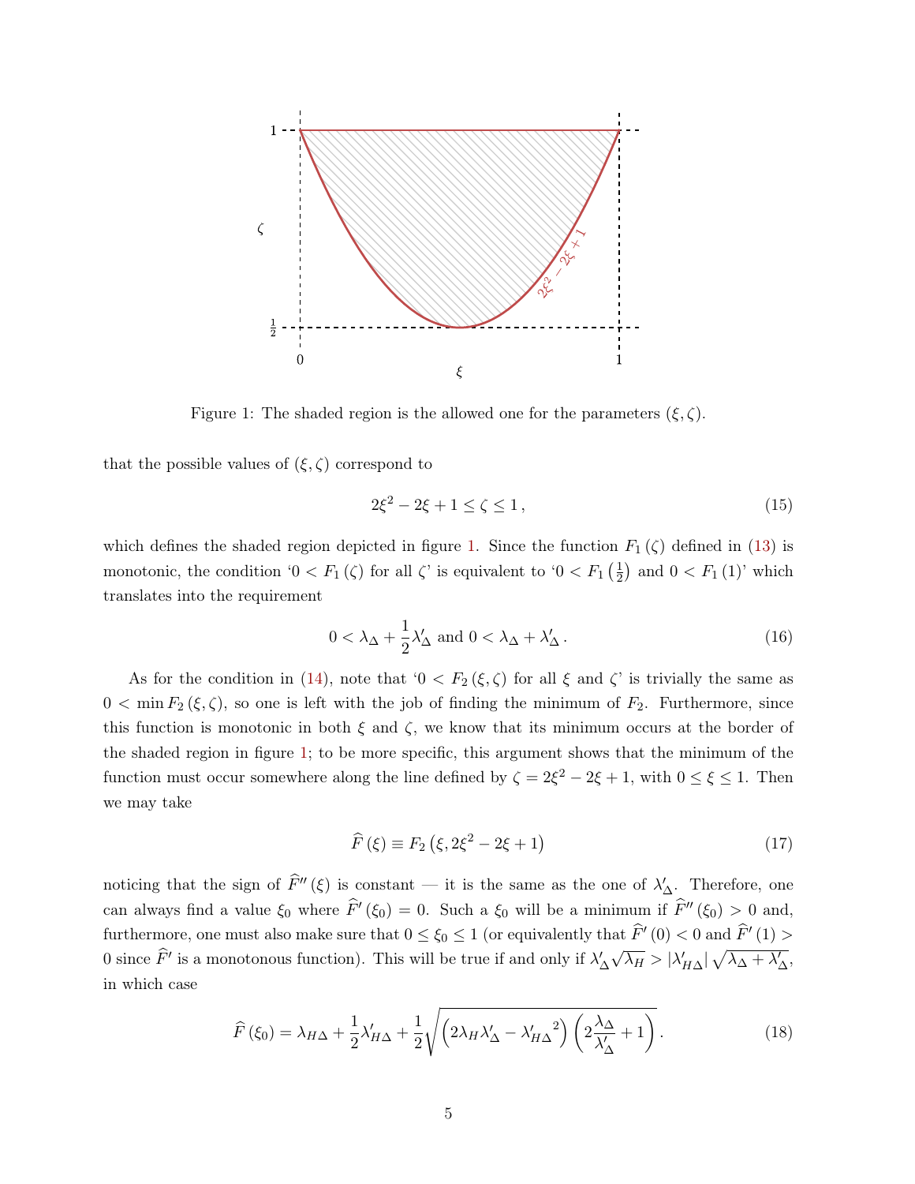Figure 1: The shaded region is the allowed one for the parameters $(\xi, \zeta)$.

that the possible values of $(\xi, \zeta)$ correspond to

$$2\xi^2 - 2\xi + 1 \leq \zeta \leq 1\,, \tag{15}$$

which defines the shaded region depicted in figure 1. Since the function $F_1(\zeta)$ defined in (13) is monotonic, the condition '$0 < F_1(\zeta)$ for all $\zeta$' is equivalent to '$0 < F_1\left(\frac{1}{2}\right)$ and $0 < F_1(1)$' which translates into the requirement

$$0 < \lambda_\Delta + \frac{1}{2}\lambda'_\Delta \text{ and } 0 < \lambda_\Delta + \lambda'_\Delta\,. \tag{16}$$

As for the condition in (14), note that '$0 < F_2(\xi, \zeta)$ for all $\xi$ and $\zeta$' is trivially the same as $0 < \min F_2(\xi, \zeta)$, so one is left with the job of finding the minimum of $F_2$. Furthermore, since this function is monotonic in both $\xi$ and $\zeta$, we know that its minimum occurs at the border of the shaded region in figure 1; to be more specific, this argument shows that the minimum of the function must occur somewhere along the line defined by $\zeta = 2\xi^2 - 2\xi + 1$, with $0 \leq \xi \leq 1$. Then we may take

$$\widehat{F}(\xi) \equiv F_2\left(\xi, 2\xi^2 - 2\xi + 1\right) \tag{17}$$

noticing that the sign of $\widehat{F}''(\xi)$ is constant — it is the same as the one of $\lambda'_\Delta$. Therefore, one can always find a value $\xi_0$ where $\widehat{F}'(\xi_0) = 0$. Such a $\xi_0$ will be a minimum if $\widehat{F}''(\xi_0) > 0$ and, furthermore, one must also make sure that $0 \leq \xi_0 \leq 1$ (or equivalently that $\widehat{F}'(0) < 0$ and $\widehat{F}'(1) > 0$ since $\widehat{F}'$ is a monotonous function). This will be true if and only if $\lambda'_\Delta \sqrt{\lambda_H} > |\lambda'_{H\Delta}| \sqrt{\lambda_\Delta + \lambda'_\Delta}$, in which case

$$\widehat{F}(\xi_0) = \lambda_{H\Delta} + \frac{1}{2}\lambda'_{H\Delta} + \frac{1}{2}\sqrt{\left(2\lambda_H\lambda'_\Delta - {\lambda'_{H\Delta}}^2\right)\left(2\frac{\lambda_\Delta}{\lambda'_\Delta} + 1\right)}\,. \tag{18}$$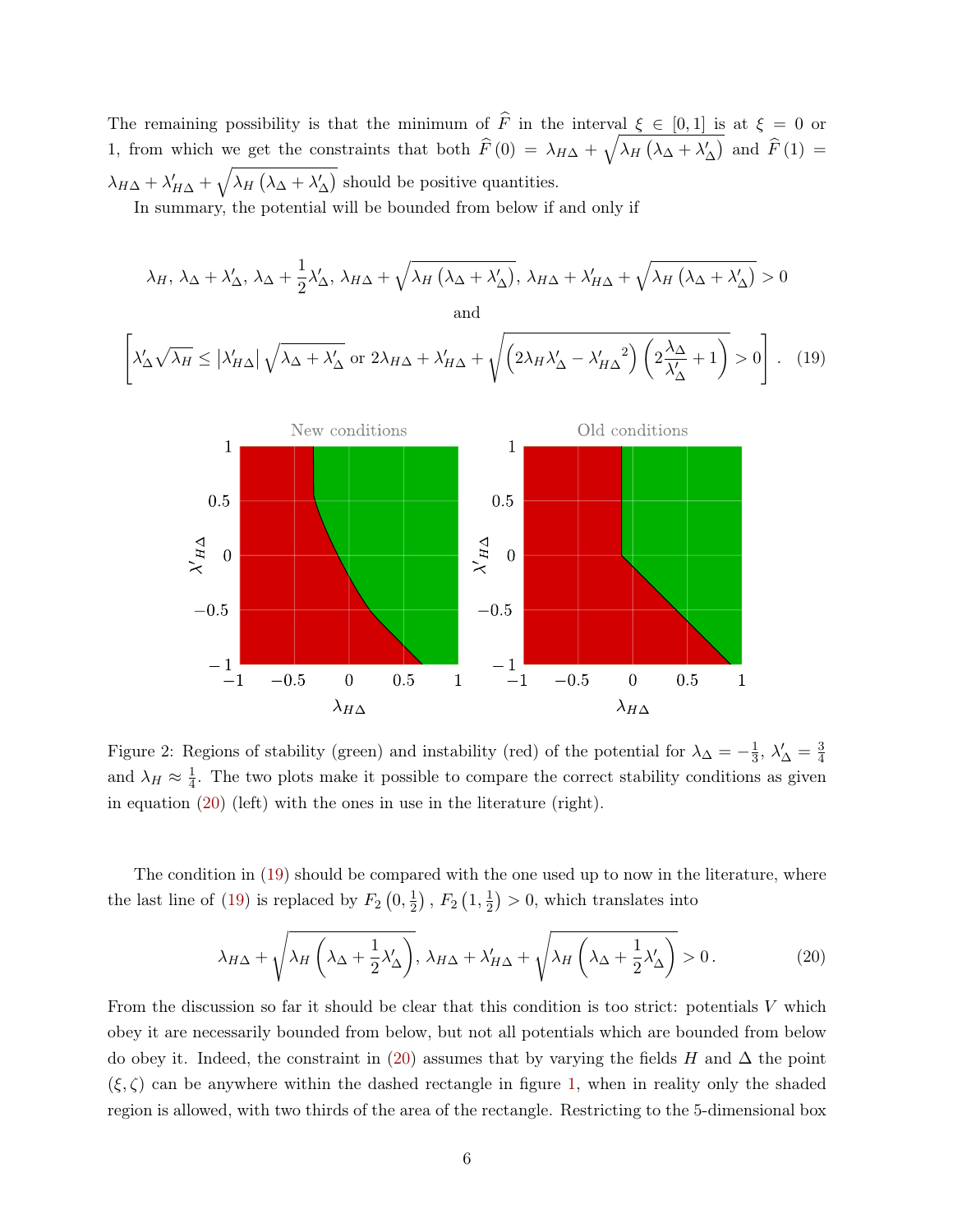The remaining possibility is that the minimum of $\widehat{F}$ in the interval $\xi \in [0,1]$ is at $\xi = 0$ or 1, from which we get the constraints that both $\widehat{F}(0) = \lambda_{H\Delta} + \sqrt{\lambda_H \left(\lambda_\Delta + \lambda'_\Delta\right)}$ and $\widehat{F}(1) = \lambda_{H\Delta} + \lambda'_{H\Delta} + \sqrt{\lambda_H \left(\lambda_\Delta + \lambda'_\Delta\right)}$ should be positive quantities.

In summary, the potential will be bounded from below if and only if

$$\lambda_H,\, \lambda_\Delta + \lambda'_\Delta,\, \lambda_\Delta + \frac{1}{2}\lambda'_\Delta,\, \lambda_{H\Delta} + \sqrt{\lambda_H \left(\lambda_\Delta + \lambda'_\Delta\right)},\, \lambda_{H\Delta} + \lambda'_{H\Delta} + \sqrt{\lambda_H \left(\lambda_\Delta + \lambda'_\Delta\right)} > 0$$

and

$$\left[\lambda'_\Delta \sqrt{\lambda_H} \leq \left|\lambda'_{H\Delta}\right| \sqrt{\lambda_\Delta + \lambda'_\Delta} \text{ or } 2\lambda_{H\Delta} + \lambda'_{H\Delta} + \sqrt{\left(2\lambda_H \lambda'_\Delta - {\lambda'_{H\Delta}}^2\right)\left(2\frac{\lambda_\Delta}{\lambda'_\Delta} + 1\right)} > 0\right]. \quad (19)$$

Figure 2: Regions of stability (green) and instability (red) of the potential for $\lambda_\Delta = -\frac{1}{3}$, $\lambda'_\Delta = \frac{3}{4}$ and $\lambda_H \approx \frac{1}{4}$. The two plots make it possible to compare the correct stability conditions as given in equation (20) (left) with the ones in use in the literature (right).

The condition in (19) should be compared with the one used up to now in the literature, where the last line of (19) is replaced by $F_2\left(0, \frac{1}{2}\right)$, $F_2\left(1, \frac{1}{2}\right) > 0$, which translates into

$$\lambda_{H\Delta} + \sqrt{\lambda_H \left(\lambda_\Delta + \frac{1}{2}\lambda'_\Delta\right)},\, \lambda_{H\Delta} + \lambda'_{H\Delta} + \sqrt{\lambda_H \left(\lambda_\Delta + \frac{1}{2}\lambda'_\Delta\right)} > 0\,. \quad (20)$$

From the discussion so far it should be clear that this condition is too strict: potentials $V$ which obey it are necessarily bounded from below, but not all potentials which are bounded from below do obey it. Indeed, the constraint in (20) assumes that by varying the fields $H$ and $\Delta$ the point $(\xi, \zeta)$ can be anywhere within the dashed rectangle in figure 1, when in reality only the shaded region is allowed, with two thirds of the area of the rectangle. Restricting to the 5-dimensional box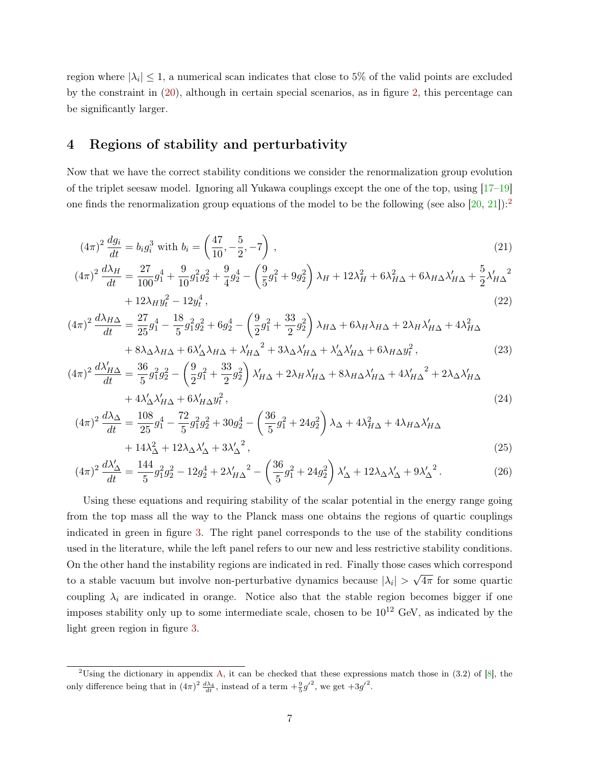region where $|\lambda_i| \leq 1$, a numerical scan indicates that close to 5% of the valid points are excluded by the constraint in (20), although in certain special scenarios, as in figure 2, this percentage can be significantly larger.

## 4 Regions of stability and perturbativity

Now that we have the correct stability conditions we consider the renormalization group evolution of the triplet seesaw model. Ignoring all Yukawa couplings except the one of the top, using [17–19] one finds the renormalization group equations of the model to be the following (see also [20, 21]):[2]

$$(4\pi)^2 \frac{dg_i}{dt} = b_i g_i^3 \text{ with } b_i = \left(\frac{47}{10}, -\frac{5}{2}, -7\right) , \tag{21}$$

$$(4\pi)^2 \frac{d\lambda_H}{dt} = \frac{27}{100}g_1^4 + \frac{9}{10}g_1^2 g_2^2 + \frac{9}{4}g_2^4 - \left(\frac{9}{5}g_1^2 + 9g_2^2\right)\lambda_H + 12\lambda_H^2 + 6\lambda_{H\Delta}^2 + 6\lambda_{H\Delta}\lambda'_{H\Delta} + \frac{5}{2}{\lambda'_{H\Delta}}^2 + 12\lambda_H y_t^2 - 12y_t^4 , \tag{22}$$

$$(4\pi)^2 \frac{d\lambda_{H\Delta}}{dt} = \frac{27}{25}g_1^4 - \frac{18}{5}g_1^2 g_2^2 + 6g_2^4 - \left(\frac{9}{2}g_1^2 + \frac{33}{2}g_2^2\right)\lambda_{H\Delta} + 6\lambda_H\lambda_{H\Delta} + 2\lambda_H\lambda'_{H\Delta} + 4\lambda_{H\Delta}^2 + 8\lambda_\Delta\lambda_{H\Delta} + 6\lambda'_\Delta\lambda_{H\Delta} + {\lambda'_{H\Delta}}^2 + 3\lambda_\Delta\lambda'_{H\Delta} + \lambda'_\Delta\lambda'_{H\Delta} + 6\lambda_{H\Delta}y_t^2 , \tag{23}$$

$$(4\pi)^2 \frac{d\lambda'_{H\Delta}}{dt} = \frac{36}{5}g_1^2 g_2^2 - \left(\frac{9}{2}g_1^2 + \frac{33}{2}g_2^2\right)\lambda'_{H\Delta} + 2\lambda_H\lambda'_{H\Delta} + 8\lambda_{H\Delta}\lambda'_{H\Delta} + 4{\lambda'_{H\Delta}}^2 + 2\lambda_\Delta\lambda'_{H\Delta} + 4\lambda'_\Delta\lambda'_{H\Delta} + 6\lambda'_{H\Delta}y_t^2 , \tag{24}$$

$$(4\pi)^2 \frac{d\lambda_\Delta}{dt} = \frac{108}{25}g_1^4 - \frac{72}{5}g_1^2 g_2^2 + 30g_2^4 - \left(\frac{36}{5}g_1^2 + 24g_2^2\right)\lambda_\Delta + 4\lambda_{H\Delta}^2 + 4\lambda_{H\Delta}\lambda'_{H\Delta} + 14\lambda_\Delta^2 + 12\lambda_\Delta\lambda'_\Delta + 3{\lambda'_\Delta}^2 , \tag{25}$$

$$(4\pi)^2 \frac{d\lambda'_\Delta}{dt} = \frac{144}{5}g_1^2 g_2^2 - 12g_2^4 + 2{\lambda'_{H\Delta}}^2 - \left(\frac{36}{5}g_1^2 + 24g_2^2\right)\lambda'_\Delta + 12\lambda_\Delta\lambda'_\Delta + 9{\lambda'_\Delta}^2 . \tag{26}$$

Using these equations and requiring stability of the scalar potential in the energy range going from the top mass all the way to the Planck mass one obtains the regions of quartic couplings indicated in green in figure 3. The right panel corresponds to the use of the stability conditions used in the literature, while the left panel refers to our new and less restrictive stability conditions. On the other hand the instability regions are indicated in red. Finally those cases which correspond to a stable vacuum but involve non-perturbative dynamics because $|\lambda_i| > \sqrt{4\pi}$ for some quartic coupling $\lambda_i$ are indicated in orange. Notice also that the stable region becomes bigger if one imposes stability only up to some intermediate scale, chosen to be $10^{12}$ GeV, as indicated by the light green region in figure 3.

[2] Using the dictionary in appendix A, it can be checked that these expressions match those in (3.2) of [8], the only difference being that in $(4\pi)^2 \frac{d\lambda_4}{dt}$, instead of a term $+\frac{9}{5}{g'}^2$, we get $+3{g'}^2$.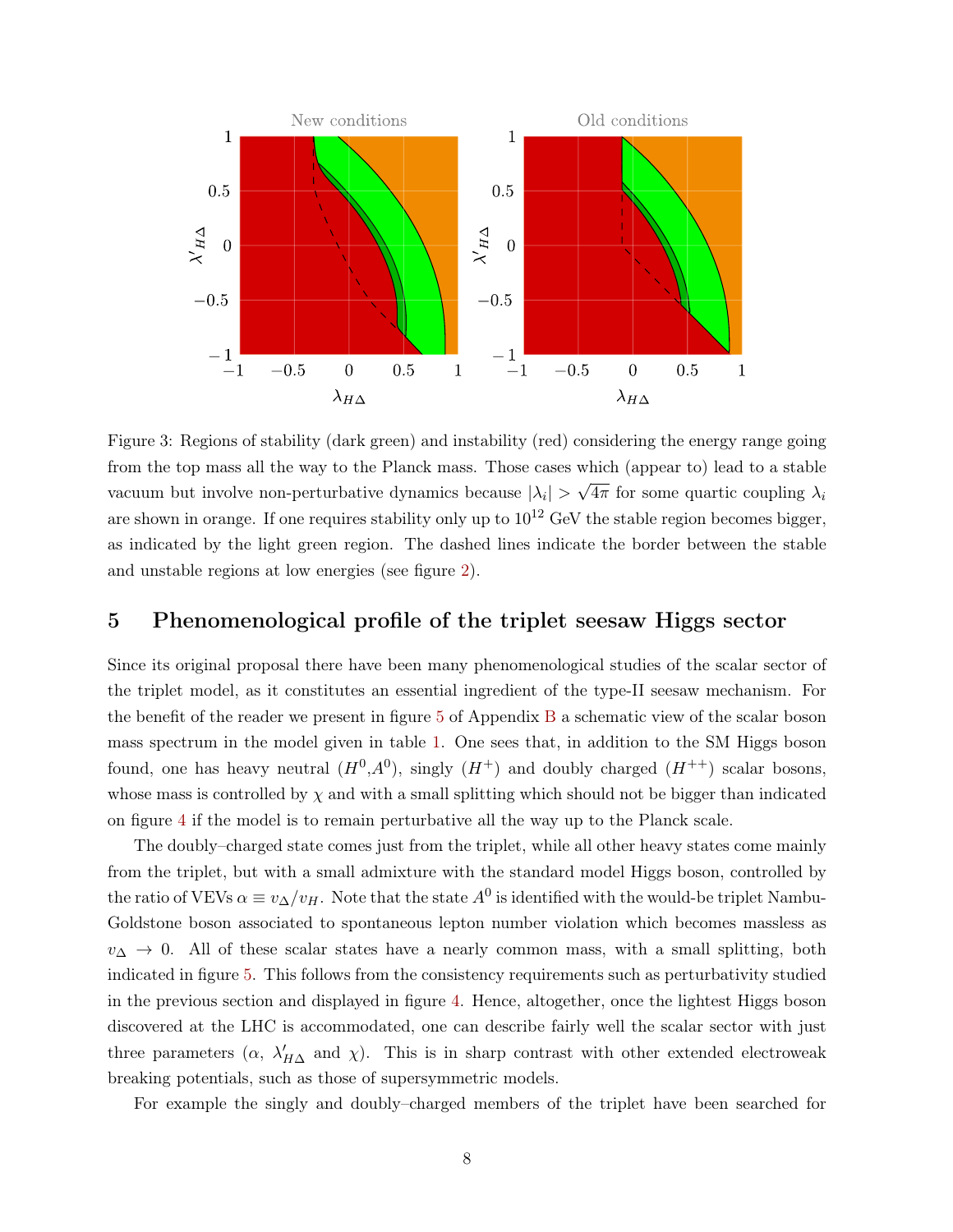Figure 3: Regions of stability (dark green) and instability (red) considering the energy range going from the top mass all the way to the Planck mass. Those cases which (appear to) lead to a stable vacuum but involve non-perturbative dynamics because $|\lambda_i| > \sqrt{4\pi}$ for some quartic coupling $\lambda_i$ are shown in orange. If one requires stability only up to $10^{12}$ GeV the stable region becomes bigger, as indicated by the light green region. The dashed lines indicate the border between the stable and unstable regions at low energies (see figure 2).

## 5 Phenomenological profile of the triplet seesaw Higgs sector

Since its original proposal there have been many phenomenological studies of the scalar sector of the triplet model, as it constitutes an essential ingredient of the type-II seesaw mechanism. For the benefit of the reader we present in figure 5 of Appendix B a schematic view of the scalar boson mass spectrum in the model given in table 1. One sees that, in addition to the SM Higgs boson found, one has heavy neutral ($H^0$,$A^0$), singly ($H^+$) and doubly charged ($H^{++}$) scalar bosons, whose mass is controlled by $\chi$ and with a small splitting which should not be bigger than indicated on figure 4 if the model is to remain perturbative all the way up to the Planck scale.

The doubly–charged state comes just from the triplet, while all other heavy states come mainly from the triplet, but with a small admixture with the standard model Higgs boson, controlled by the ratio of VEVs $\alpha \equiv v_\Delta / v_H$. Note that the state $A^0$ is identified with the would-be triplet Nambu-Goldstone boson associated to spontaneous lepton number violation which becomes massless as $v_\Delta \to 0$. All of these scalar states have a nearly common mass, with a small splitting, both indicated in figure 5. This follows from the consistency requirements such as perturbativity studied in the previous section and displayed in figure 4. Hence, altogether, once the lightest Higgs boson discovered at the LHC is accommodated, one can describe fairly well the scalar sector with just three parameters ($\alpha$, $\lambda'_{H\Delta}$ and $\chi$). This is in sharp contrast with other extended electroweak breaking potentials, such as those of supersymmetric models.

For example the singly and doubly–charged members of the triplet have been searched for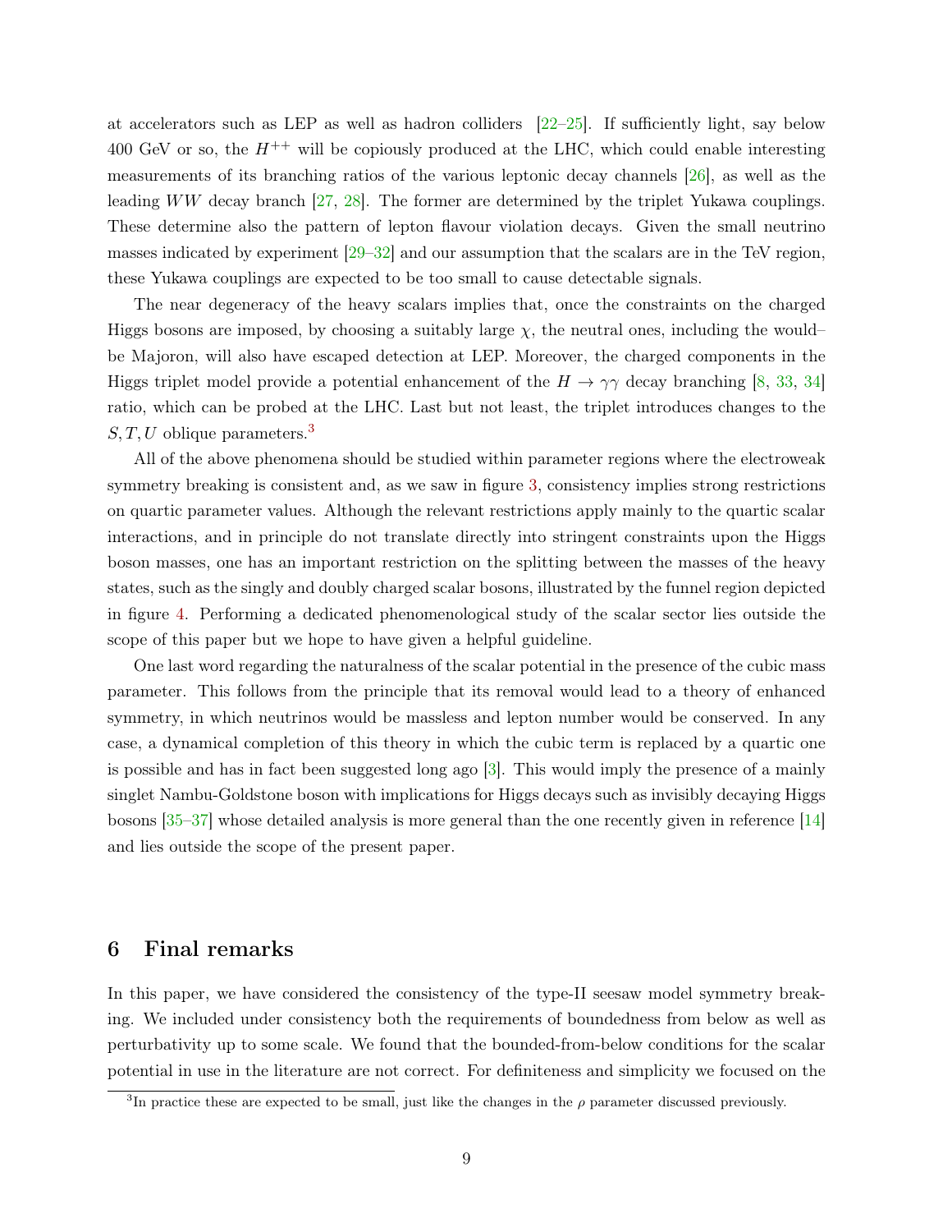at accelerators such as LEP as well as hadron colliders [22–25]. If sufficiently light, say below 400 GeV or so, the $H^{++}$ will be copiously produced at the LHC, which could enable interesting measurements of its branching ratios of the various leptonic decay channels [26], as well as the leading $WW$ decay branch [27, 28]. The former are determined by the triplet Yukawa couplings. These determine also the pattern of lepton flavour violation decays. Given the small neutrino masses indicated by experiment [29–32] and our assumption that the scalars are in the TeV region, these Yukawa couplings are expected to be too small to cause detectable signals.

The near degeneracy of the heavy scalars implies that, once the constraints on the charged Higgs bosons are imposed, by choosing a suitably large $\chi$, the neutral ones, including the would–be Majoron, will also have escaped detection at LEP. Moreover, the charged components in the Higgs triplet model provide a potential enhancement of the $H \to \gamma\gamma$ decay branching [8, 33, 34] ratio, which can be probed at the LHC. Last but not least, the triplet introduces changes to the $S, T, U$ oblique parameters.[3]

All of the above phenomena should be studied within parameter regions where the electroweak symmetry breaking is consistent and, as we saw in figure 3, consistency implies strong restrictions on quartic parameter values. Although the relevant restrictions apply mainly to the quartic scalar interactions, and in principle do not translate directly into stringent constraints upon the Higgs boson masses, one has an important restriction on the splitting between the masses of the heavy states, such as the singly and doubly charged scalar bosons, illustrated by the funnel region depicted in figure 4. Performing a dedicated phenomenological study of the scalar sector lies outside the scope of this paper but we hope to have given a helpful guideline.

One last word regarding the naturalness of the scalar potential in the presence of the cubic mass parameter. This follows from the principle that its removal would lead to a theory of enhanced symmetry, in which neutrinos would be massless and lepton number would be conserved. In any case, a dynamical completion of this theory in which the cubic term is replaced by a quartic one is possible and has in fact been suggested long ago [3]. This would imply the presence of a mainly singlet Nambu-Goldstone boson with implications for Higgs decays such as invisibly decaying Higgs bosons [35–37] whose detailed analysis is more general than the one recently given in reference [14] and lies outside the scope of the present paper.

## 6 Final remarks

In this paper, we have considered the consistency of the type-II seesaw model symmetry breaking. We included under consistency both the requirements of boundedness from below as well as perturbativity up to some scale. We found that the bounded-from-below conditions for the scalar potential in use in the literature are not correct. For definiteness and simplicity we focused on the

[3] In practice these are expected to be small, just like the changes in the $\rho$ parameter discussed previously.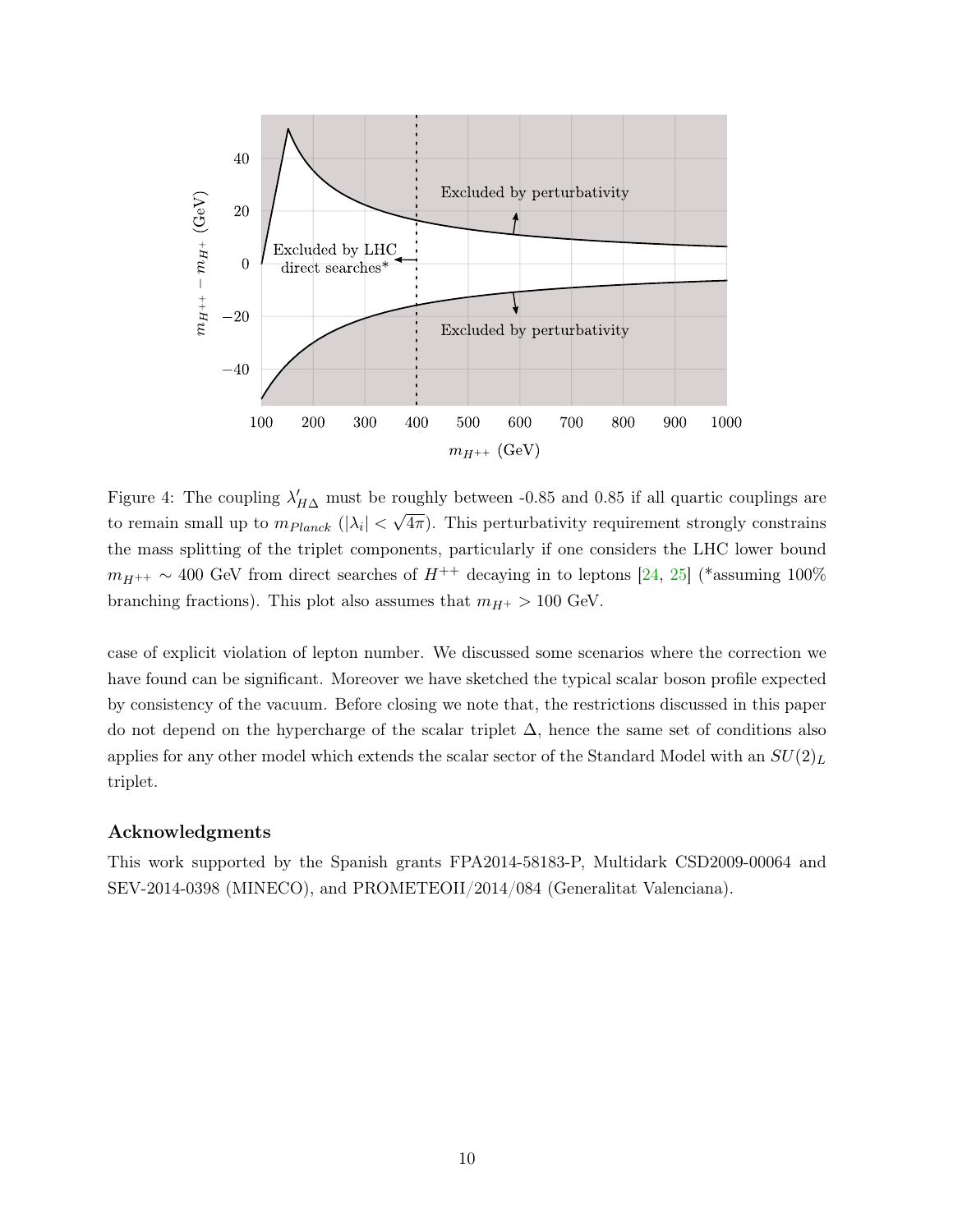Figure 4: The coupling $\lambda'_{H\Delta}$ must be roughly between -0.85 and 0.85 if all quartic couplings are to remain small up to $m_{Planck}$ ($|\lambda_i| < \sqrt{4\pi}$). This perturbativity requirement strongly constrains the mass splitting of the triplet components, particularly if one considers the LHC lower bound $m_{H^{++}} \sim 400$ GeV from direct searches of $H^{++}$ decaying in to leptons [24, 25] (*assuming 100% branching fractions). This plot also assumes that $m_{H^+} > 100$ GeV.

case of explicit violation of lepton number. We discussed some scenarios where the correction we have found can be significant. Moreover we have sketched the typical scalar boson profile expected by consistency of the vacuum. Before closing we note that, the restrictions discussed in this paper do not depend on the hypercharge of the scalar triplet $\Delta$, hence the same set of conditions also applies for any other model which extends the scalar sector of the Standard Model with an $SU(2)_L$ triplet.

## Acknowledgments

This work supported by the Spanish grants FPA2014-58183-P, Multidark CSD2009-00064 and SEV-2014-0398 (MINECO), and PROMETEOII/2014/084 (Generalitat Valenciana).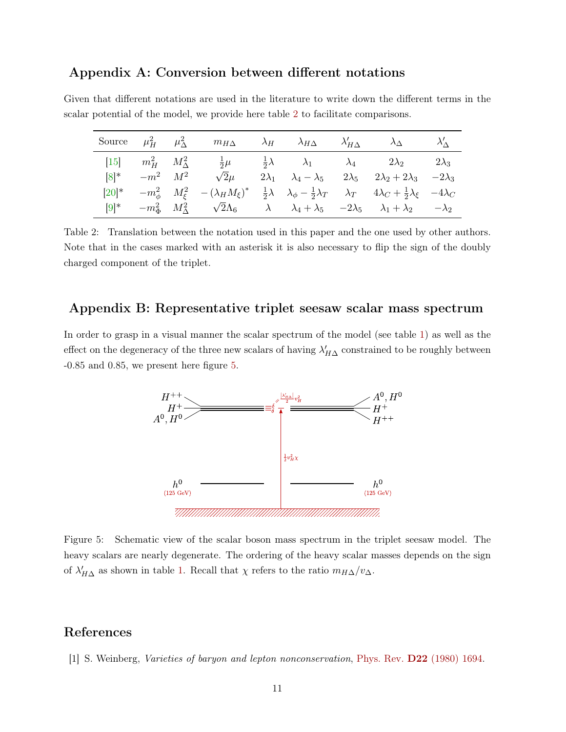## Appendix A: Conversion between different notations

Given that different notations are used in the literature to write down the different terms in the scalar potential of the model, we provide here table 2 to facilitate comparisons.

| Source | $\mu_H^2$ | $\mu_\Delta^2$ | $m_{H\Delta}$ | $\lambda_H$ | $\lambda_{H\Delta}$ | $\lambda'_{H\Delta}$ | $\lambda_\Delta$ | $\lambda'_\Delta$ |
|---|---|---|---|---|---|---|---|---|
| [15] | $m_H^2$ | $M_\Delta^2$ | $\frac{1}{2}\mu$ | $\frac{1}{2}\lambda$ | $\lambda_1$ | $\lambda_4$ | $2\lambda_2$ | $2\lambda_3$ |
| [8]* | $-m^2$ | $M^2$ | $\sqrt{2}\mu$ | $2\lambda_1$ | $\lambda_4 - \lambda_5$ | $2\lambda_5$ | $2\lambda_2 + 2\lambda_3$ | $-2\lambda_3$ |
| [20]* | $-m_\phi^2$ | $M_\xi^2$ | $-(\lambda_H M_\xi)^*$ | $\frac{1}{2}\lambda$ | $\lambda_\phi - \frac{1}{2}\lambda_T$ | $\lambda_T$ | $4\lambda_C + \frac{1}{2}\lambda_\xi$ | $-4\lambda_C$ |
| [9]* | $-m_\Phi^2$ | $M_\Delta^2$ | $\sqrt{2}\Lambda_6$ | $\lambda$ | $\lambda_4 + \lambda_5$ | $-2\lambda_5$ | $\lambda_1 + \lambda_2$ | $-\lambda_2$ |

Table 2: Translation between the notation used in this paper and the one used by other authors. Note that in the cases marked with an asterisk it is also necessary to flip the sign of the doubly charged component of the triplet.

## Appendix B: Representative triplet seesaw scalar mass spectrum

In order to grasp in a visual manner the scalar spectrum of the model (see table 1) as well as the effect on the degeneracy of the three new scalars of having $\lambda'_{H\Delta}$ constrained to be roughly between -0.85 and 0.85, we present here figure 5.

Figure 5: Schematic view of the scalar boson mass spectrum in the triplet seesaw model. The heavy scalars are nearly degenerate. The ordering of the heavy scalar masses depends on the sign of $\lambda'_{H\Delta}$ as shown in table 1. Recall that $\chi$ refers to the ratio $m_{H\Delta}/v_\Delta$.

## References

[1] S. Weinberg, *Varieties of baryon and lepton nonconservation*, Phys. Rev. **D22** (1980) 1694.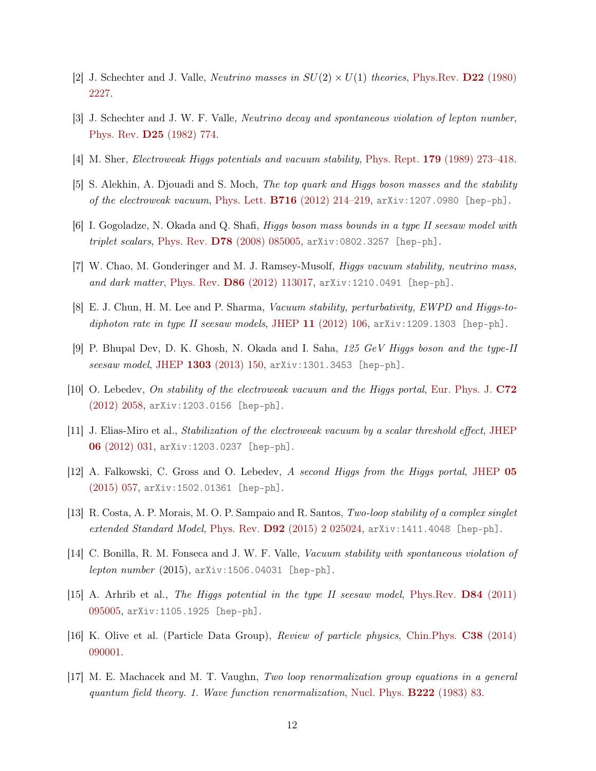[2] J. Schechter and J. Valle, *Neutrino masses in $SU(2) \times U(1)$ theories*, Phys.Rev. **D22** (1980) 2227.

[3] J. Schechter and J. W. F. Valle, *Neutrino decay and spontaneous violation of lepton number*, Phys. Rev. **D25** (1982) 774.

[4] M. Sher, *Electroweak Higgs potentials and vacuum stability*, Phys. Rept. **179** (1989) 273–418.

[5] S. Alekhin, A. Djouadi and S. Moch, *The top quark and Higgs boson masses and the stability of the electroweak vacuum*, Phys. Lett. **B716** (2012) 214–219, arXiv:1207.0980 [hep-ph].

[6] I. Gogoladze, N. Okada and Q. Shafi, *Higgs boson mass bounds in a type II seesaw model with triplet scalars*, Phys. Rev. **D78** (2008) 085005, arXiv:0802.3257 [hep-ph].

[7] W. Chao, M. Gonderinger and M. J. Ramsey-Musolf, *Higgs vacuum stability, neutrino mass, and dark matter*, Phys. Rev. **D86** (2012) 113017, arXiv:1210.0491 [hep-ph].

[8] E. J. Chun, H. M. Lee and P. Sharma, *Vacuum stability, perturbativity, EWPD and Higgs-to-diphoton rate in type II seesaw models*, JHEP **11** (2012) 106, arXiv:1209.1303 [hep-ph].

[9] P. Bhupal Dev, D. K. Ghosh, N. Okada and I. Saha, *125 GeV Higgs boson and the type-II seesaw model*, JHEP **1303** (2013) 150, arXiv:1301.3453 [hep-ph].

[10] O. Lebedev, *On stability of the electroweak vacuum and the Higgs portal*, Eur. Phys. J. **C72** (2012) 2058, arXiv:1203.0156 [hep-ph].

[11] J. Elias-Miro et al., *Stabilization of the electroweak vacuum by a scalar threshold effect*, JHEP **06** (2012) 031, arXiv:1203.0237 [hep-ph].

[12] A. Falkowski, C. Gross and O. Lebedev, *A second Higgs from the Higgs portal*, JHEP **05** (2015) 057, arXiv:1502.01361 [hep-ph].

[13] R. Costa, A. P. Morais, M. O. P. Sampaio and R. Santos, *Two-loop stability of a complex singlet extended Standard Model*, Phys. Rev. **D92** (2015) 2 025024, arXiv:1411.4048 [hep-ph].

[14] C. Bonilla, R. M. Fonseca and J. W. F. Valle, *Vacuum stability with spontaneous violation of lepton number* (2015), arXiv:1506.04031 [hep-ph].

[15] A. Arhrib et al., *The Higgs potential in the type II seesaw model*, Phys.Rev. **D84** (2011) 095005, arXiv:1105.1925 [hep-ph].

[16] K. Olive et al. (Particle Data Group), *Review of particle physics*, Chin.Phys. **C38** (2014) 090001.

[17] M. E. Machacek and M. T. Vaughn, *Two loop renormalization group equations in a general quantum field theory. 1. Wave function renormalization*, Nucl. Phys. **B222** (1983) 83.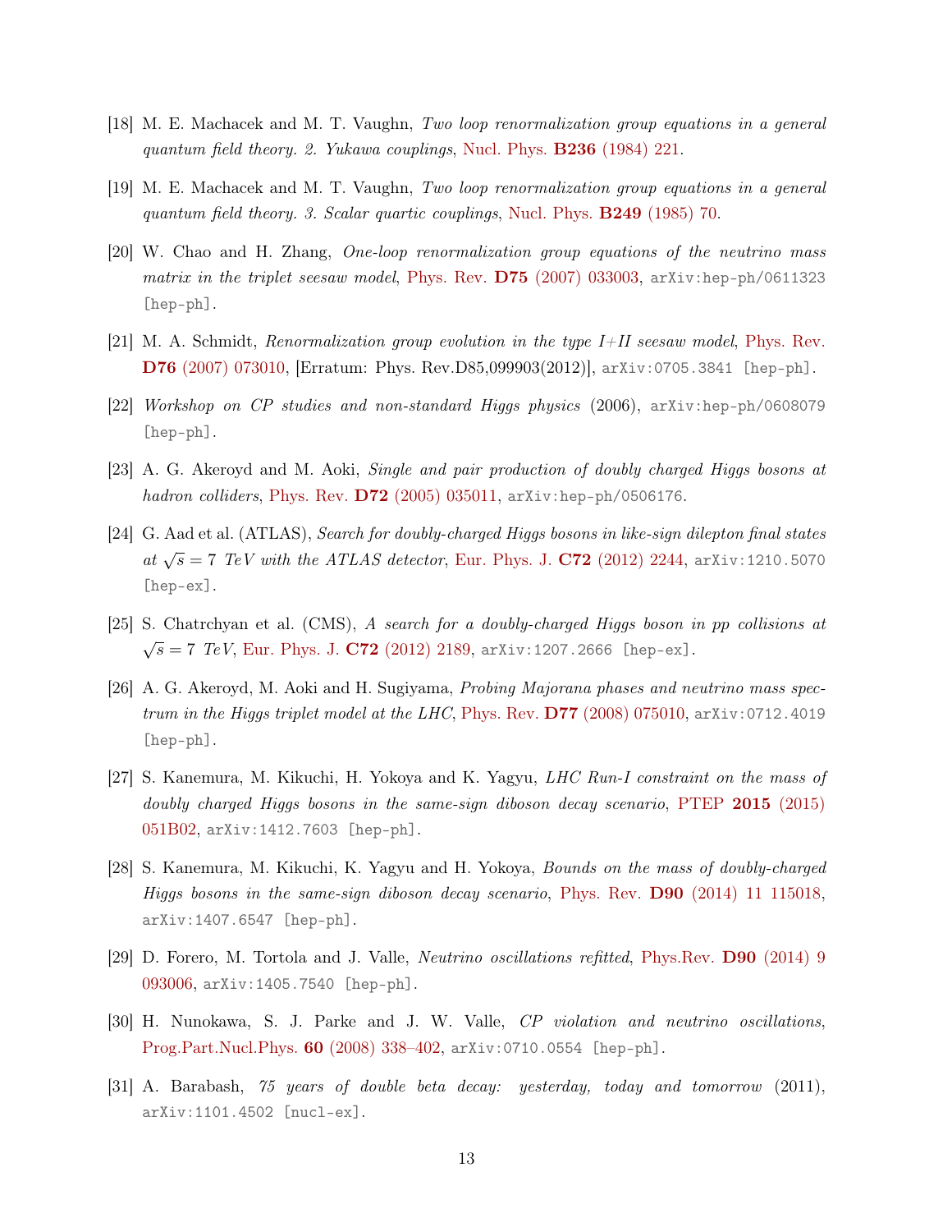[18] M. E. Machacek and M. T. Vaughn, *Two loop renormalization group equations in a general quantum field theory. 2. Yukawa couplings*, Nucl. Phys. **B236** (1984) 221.

[19] M. E. Machacek and M. T. Vaughn, *Two loop renormalization group equations in a general quantum field theory. 3. Scalar quartic couplings*, Nucl. Phys. **B249** (1985) 70.

[20] W. Chao and H. Zhang, *One-loop renormalization group equations of the neutrino mass matrix in the triplet seesaw model*, Phys. Rev. **D75** (2007) 033003, arXiv:hep-ph/0611323 [hep-ph].

[21] M. A. Schmidt, *Renormalization group evolution in the type I+II seesaw model*, Phys. Rev. **D76** (2007) 073010, [Erratum: Phys. Rev.D85,099903(2012)], arXiv:0705.3841 [hep-ph].

[22] *Workshop on CP studies and non-standard Higgs physics* (2006), arXiv:hep-ph/0608079 [hep-ph].

[23] A. G. Akeroyd and M. Aoki, *Single and pair production of doubly charged Higgs bosons at hadron colliders*, Phys. Rev. **D72** (2005) 035011, arXiv:hep-ph/0506176.

[24] G. Aad et al. (ATLAS), *Search for doubly-charged Higgs bosons in like-sign dilepton final states at $\sqrt{s} = 7$ TeV with the ATLAS detector*, Eur. Phys. J. **C72** (2012) 2244, arXiv:1210.5070 [hep-ex].

[25] S. Chatrchyan et al. (CMS), *A search for a doubly-charged Higgs boson in pp collisions at $\sqrt{s} = 7$ TeV*, Eur. Phys. J. **C72** (2012) 2189, arXiv:1207.2666 [hep-ex].

[26] A. G. Akeroyd, M. Aoki and H. Sugiyama, *Probing Majorana phases and neutrino mass spectrum in the Higgs triplet model at the LHC*, Phys. Rev. **D77** (2008) 075010, arXiv:0712.4019 [hep-ph].

[27] S. Kanemura, M. Kikuchi, H. Yokoya and K. Yagyu, *LHC Run-I constraint on the mass of doubly charged Higgs bosons in the same-sign diboson decay scenario*, PTEP **2015** (2015) 051B02, arXiv:1412.7603 [hep-ph].

[28] S. Kanemura, M. Kikuchi, K. Yagyu and H. Yokoya, *Bounds on the mass of doubly-charged Higgs bosons in the same-sign diboson decay scenario*, Phys. Rev. **D90** (2014) 11 115018, arXiv:1407.6547 [hep-ph].

[29] D. Forero, M. Tortola and J. Valle, *Neutrino oscillations refitted*, Phys.Rev. **D90** (2014) 9 093006, arXiv:1405.7540 [hep-ph].

[30] H. Nunokawa, S. J. Parke and J. W. Valle, *CP violation and neutrino oscillations*, Prog.Part.Nucl.Phys. **60** (2008) 338–402, arXiv:0710.0554 [hep-ph].

[31] A. Barabash, *75 years of double beta decay: yesterday, today and tomorrow* (2011), arXiv:1101.4502 [nucl-ex].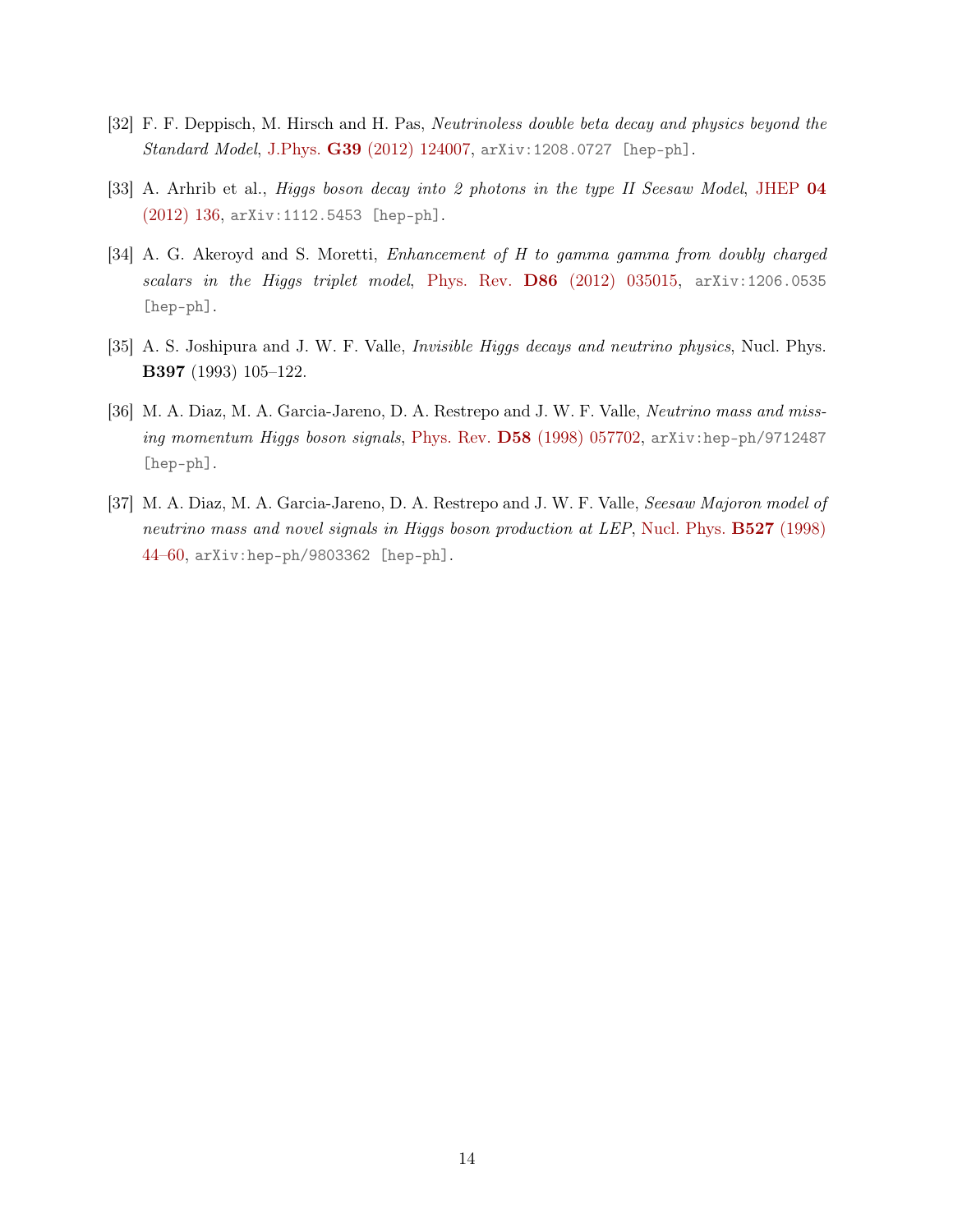[32] F. F. Deppisch, M. Hirsch and H. Pas, *Neutrinoless double beta decay and physics beyond the Standard Model*, J.Phys. **G39** (2012) 124007, arXiv:1208.0727 [hep-ph].

[33] A. Arhrib et al., *Higgs boson decay into 2 photons in the type II Seesaw Model*, JHEP **04** (2012) 136, arXiv:1112.5453 [hep-ph].

[34] A. G. Akeroyd and S. Moretti, *Enhancement of H to gamma gamma from doubly charged scalars in the Higgs triplet model*, Phys. Rev. **D86** (2012) 035015, arXiv:1206.0535 [hep-ph].

[35] A. S. Joshipura and J. W. F. Valle, *Invisible Higgs decays and neutrino physics*, Nucl. Phys. **B397** (1993) 105–122.

[36] M. A. Diaz, M. A. Garcia-Jareno, D. A. Restrepo and J. W. F. Valle, *Neutrino mass and missing momentum Higgs boson signals*, Phys. Rev. **D58** (1998) 057702, arXiv:hep-ph/9712487 [hep-ph].

[37] M. A. Diaz, M. A. Garcia-Jareno, D. A. Restrepo and J. W. F. Valle, *Seesaw Majoron model of neutrino mass and novel signals in Higgs boson production at LEP*, Nucl. Phys. **B527** (1998) 44–60, arXiv:hep-ph/9803362 [hep-ph].